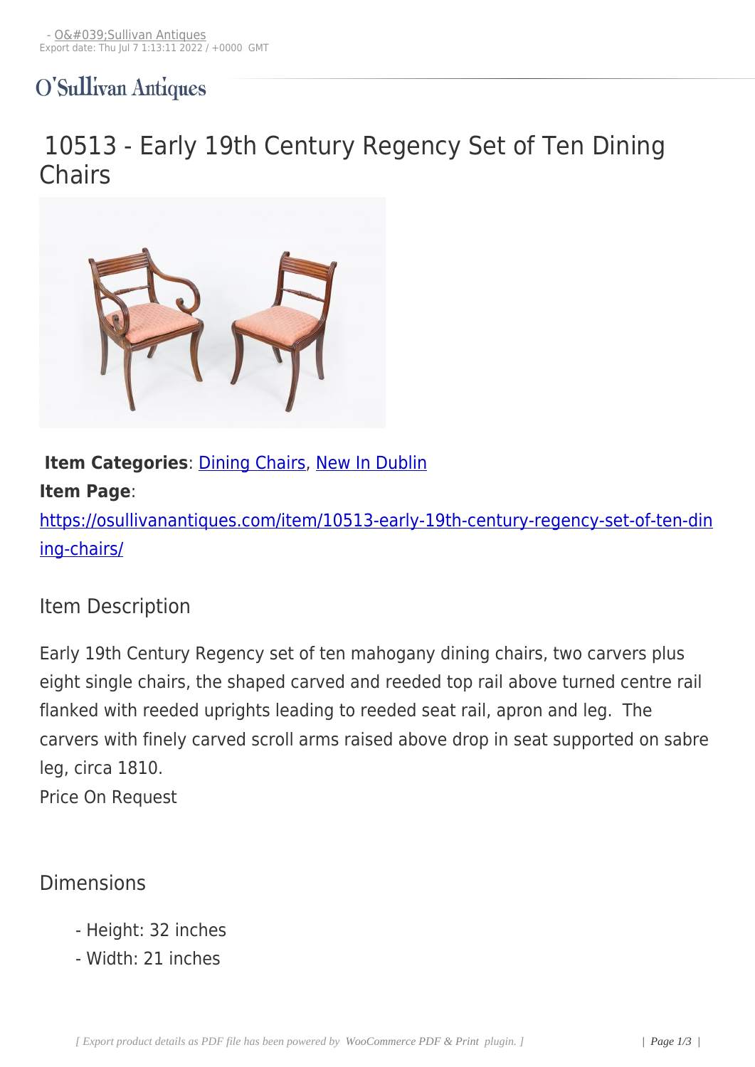O'Sullivan Antiques

# 10513 - Early 19th Century Regency Set of Ten Dining Chairs

**Item Categories**: Dining Chairs, New In Dublin

**Item Page**: https://osullivanantiques.com/item/10513-early-19th-century-regency-set-of-ten-dining-chairs/

## Item Description

Early 19th Century Regency set of ten mahogany dining chairs, two carvers plus eight single chairs, the shaped carved and reeded top rail above turned centre rail flanked with reeded uprights leading to reeded seat rail, apron and leg. The carvers with finely carved scroll arms raised above drop in seat supported on sabre leg, circa 1810.

Price On Request

## Dimensions

- Height: 32 inches
- Width: 21 inches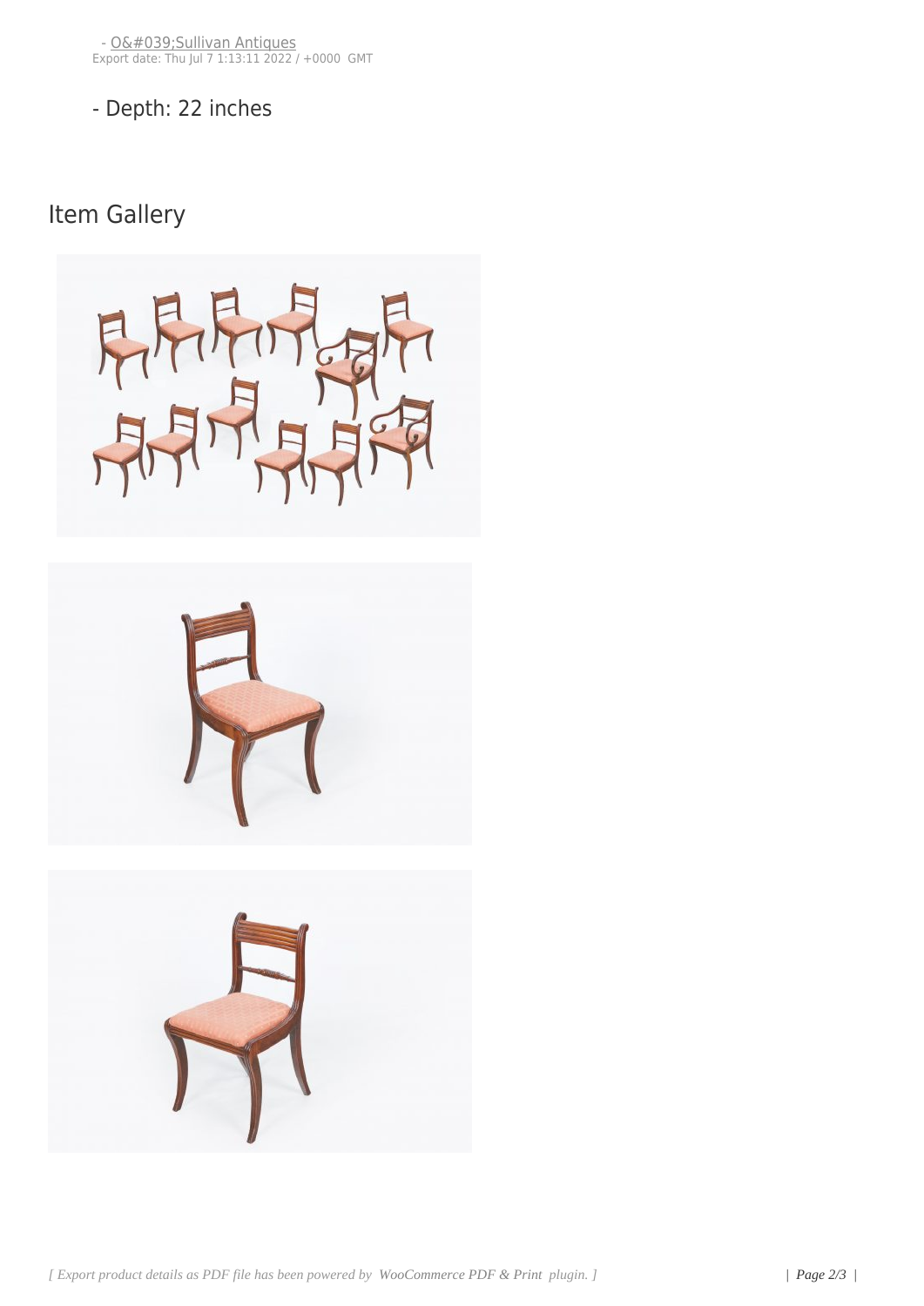- Depth: 22 inches

## Item Gallery